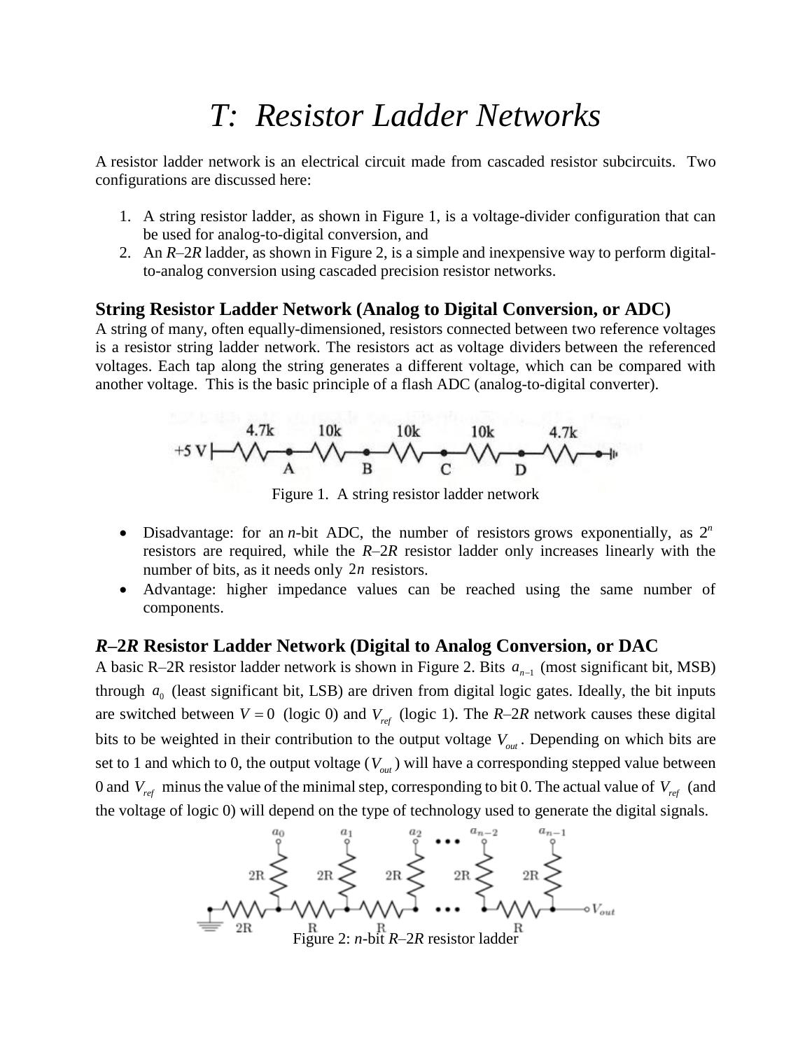# T: Resistor Ladder Networks

A resistor ladder network is an electrical circuit made from cascaded resistor subcircuits. Two configurations are discussed here:

1. A string resistor ladder, as shown in Figure 1, is a voltage-divider configuration that can be used for analog-to-digital conversion, and
2. An *R*–2*R* ladder, as shown in Figure 2, is a simple and inexpensive way to perform digital-to-analog conversion using cascaded precision resistor networks.

### String Resistor Ladder Network (Analog to Digital Conversion, or ADC)

A string of many, often equally-dimensioned, resistors connected between two reference voltages is a resistor string ladder network. The resistors act as voltage dividers between the referenced voltages. Each tap along the string generates a different voltage, which can be compared with another voltage. This is the basic principle of a flash ADC (analog-to-digital converter).

Figure 1. A string resistor ladder network

- Disadvantage: for an *n*-bit ADC, the number of resistors grows exponentially, as $2^n$ resistors are required, while the *R*–2*R* resistor ladder only increases linearly with the number of bits, as it needs only $2n$ resistors.
- Advantage: higher impedance values can be reached using the same number of components.

### *R*–2*R* Resistor Ladder Network (Digital to Analog Conversion, or DAC

A basic R–2R resistor ladder network is shown in Figure 2. Bits $a_{n-1}$ (most significant bit, MSB) through $a_0$ (least significant bit, LSB) are driven from digital logic gates. Ideally, the bit inputs are switched between $V = 0$ (logic 0) and $V_{ref}$ (logic 1). The *R*–2*R* network causes these digital bits to be weighted in their contribution to the output voltage $V_{out}$. Depending on which bits are set to 1 and which to 0, the output voltage ($V_{out}$) will have a corresponding stepped value between 0 and $V_{ref}$ minus the value of the minimal step, corresponding to bit 0. The actual value of $V_{ref}$ (and the voltage of logic 0) will depend on the type of technology used to generate the digital signals.

Figure 2: *n*-bit *R*–2*R* resistor ladder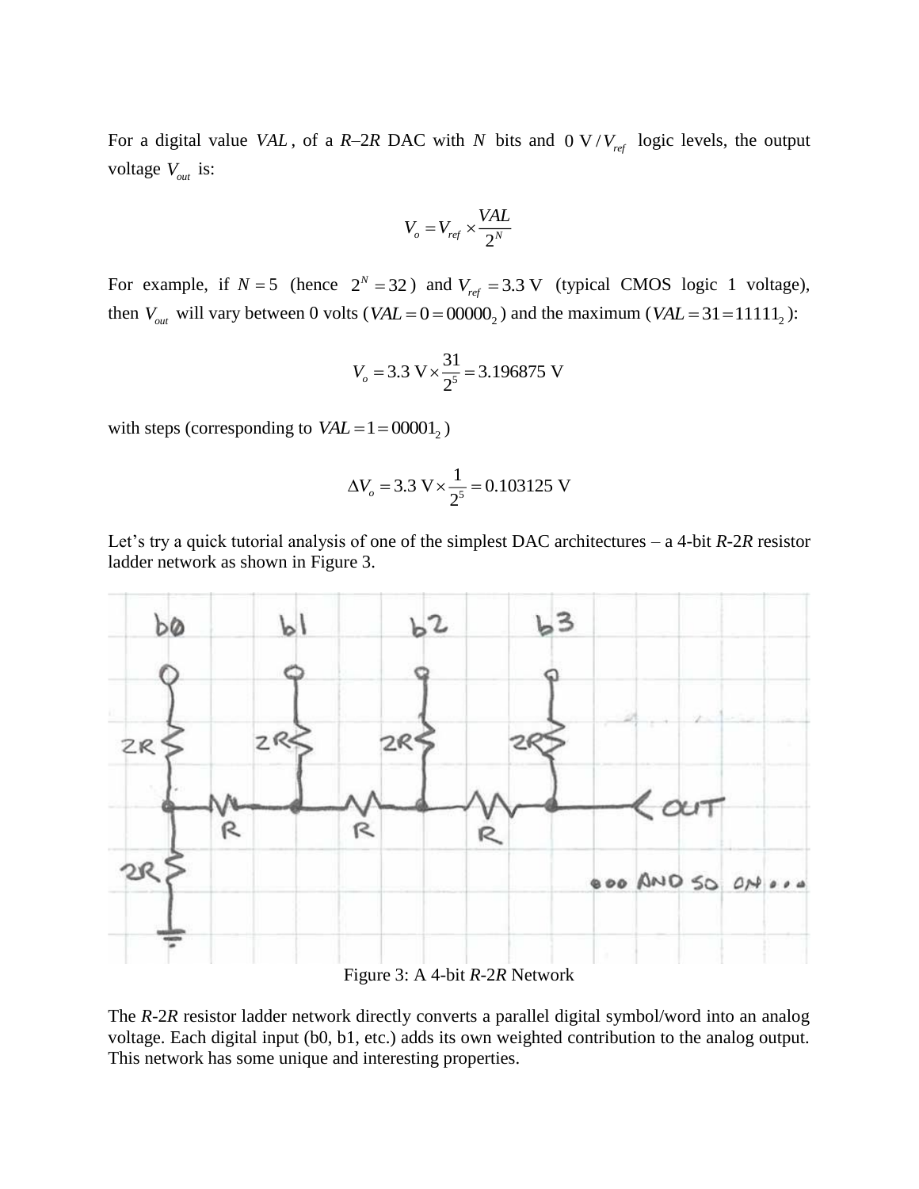For a digital value $VAL$, of a $R$–$2R$ DAC with $N$ bits and $0\ \text{V}/V_{ref}$ logic levels, the output voltage $V_{out}$ is:

$$V_o = V_{ref} \times \frac{VAL}{2^N}$$

For example, if $N = 5$ (hence $2^N = 32$) and $V_{ref} = 3.3\ \text{V}$ (typical CMOS logic 1 voltage), then $V_{out}$ will vary between 0 volts ($VAL = 0 = 00000_2$) and the maximum ($VAL = 31 = 11111_2$):

$$V_o = 3.3\ \text{V} \times \frac{31}{2^5} = 3.196875\ \text{V}$$

with steps (corresponding to $VAL = 1 = 00001_2$)

$$\Delta V_o = 3.3\ \text{V} \times \frac{1}{2^5} = 0.103125\ \text{V}$$

Let's try a quick tutorial analysis of one of the simplest DAC architectures – a 4-bit $R$-$2R$ resistor ladder network as shown in Figure 3.

Figure 3: A 4-bit $R$-$2R$ Network

The $R$-$2R$ resistor ladder network directly converts a parallel digital symbol/word into an analog voltage. Each digital input (b0, b1, etc.) adds its own weighted contribution to the analog output. This network has some unique and interesting properties.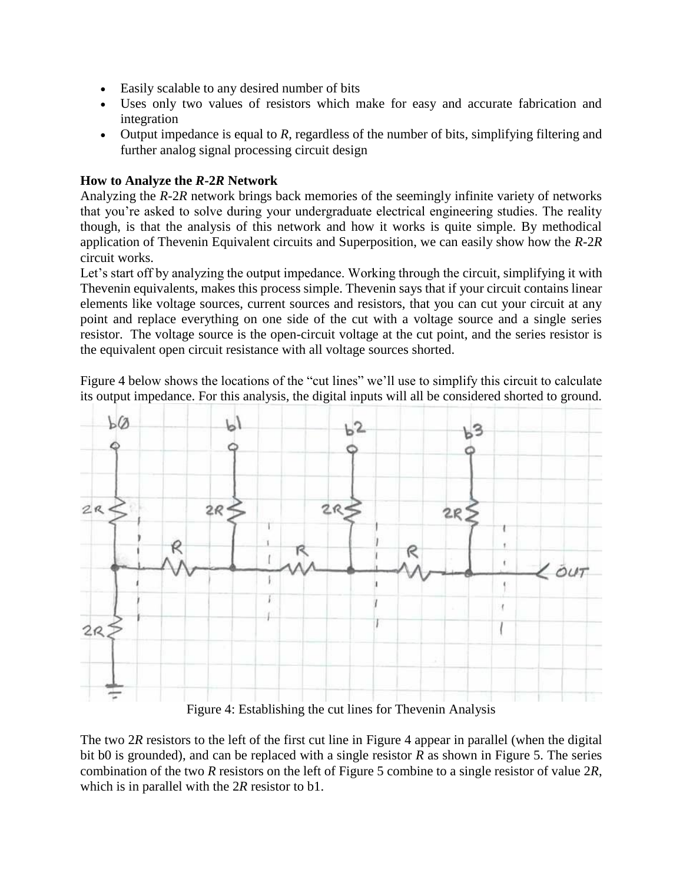- Easily scalable to any desired number of bits
- Uses only two values of resistors which make for easy and accurate fabrication and integration
- Output impedance is equal to *R*, regardless of the number of bits, simplifying filtering and further analog signal processing circuit design

**How to Analyze the *R*-2*R* Network**

Analyzing the *R*-2*R* network brings back memories of the seemingly infinite variety of networks that you're asked to solve during your undergraduate electrical engineering studies. The reality though, is that the analysis of this network and how it works is quite simple. By methodical application of Thevenin Equivalent circuits and Superposition, we can easily show how the *R*-2*R* circuit works.

Let's start off by analyzing the output impedance. Working through the circuit, simplifying it with Thevenin equivalents, makes this process simple. Thevenin says that if your circuit contains linear elements like voltage sources, current sources and resistors, that you can cut your circuit at any point and replace everything on one side of the cut with a voltage source and a single series resistor. The voltage source is the open-circuit voltage at the cut point, and the series resistor is the equivalent open circuit resistance with all voltage sources shorted.

Figure 4 below shows the locations of the "cut lines" we'll use to simplify this circuit to calculate its output impedance. For this analysis, the digital inputs will all be considered shorted to ground.

Figure 4: Establishing the cut lines for Thevenin Analysis

The two 2*R* resistors to the left of the first cut line in Figure 4 appear in parallel (when the digital bit b0 is grounded), and can be replaced with a single resistor *R* as shown in Figure 5. The series combination of the two *R* resistors on the left of Figure 5 combine to a single resistor of value 2*R*, which is in parallel with the 2*R* resistor to b1.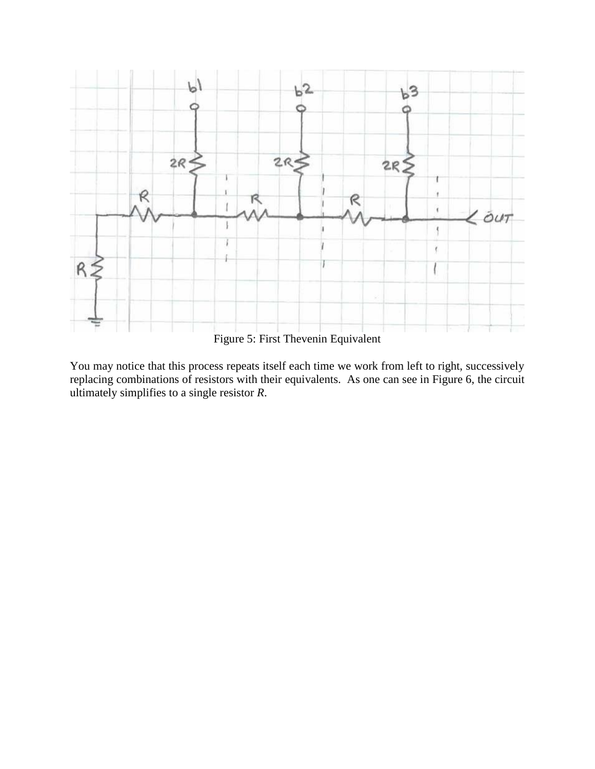Figure 5: First Thevenin Equivalent

You may notice that this process repeats itself each time we work from left to right, successively replacing combinations of resistors with their equivalents. As one can see in Figure 6, the circuit ultimately simplifies to a single resistor *R*.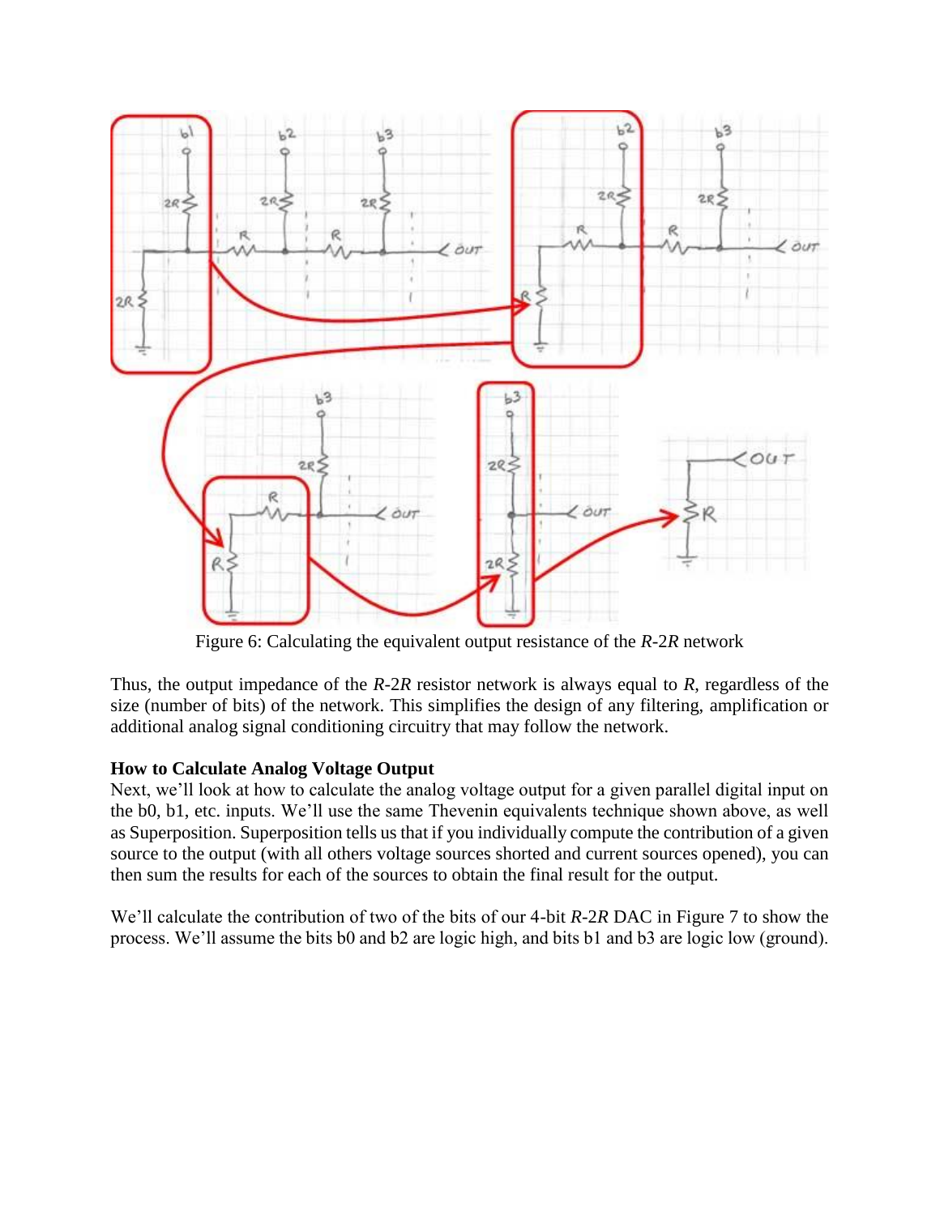Figure 6: Calculating the equivalent output resistance of the *R*-2*R* network

Thus, the output impedance of the *R*-2*R* resistor network is always equal to *R*, regardless of the size (number of bits) of the network. This simplifies the design of any filtering, amplification or additional analog signal conditioning circuitry that may follow the network.

**How to Calculate Analog Voltage Output**

Next, we'll look at how to calculate the analog voltage output for a given parallel digital input on the b0, b1, etc. inputs. We'll use the same Thevenin equivalents technique shown above, as well as Superposition. Superposition tells us that if you individually compute the contribution of a given source to the output (with all others voltage sources shorted and current sources opened), you can then sum the results for each of the sources to obtain the final result for the output.

We'll calculate the contribution of two of the bits of our 4-bit *R*-2*R* DAC in Figure 7 to show the process. We'll assume the bits b0 and b2 are logic high, and bits b1 and b3 are logic low (ground).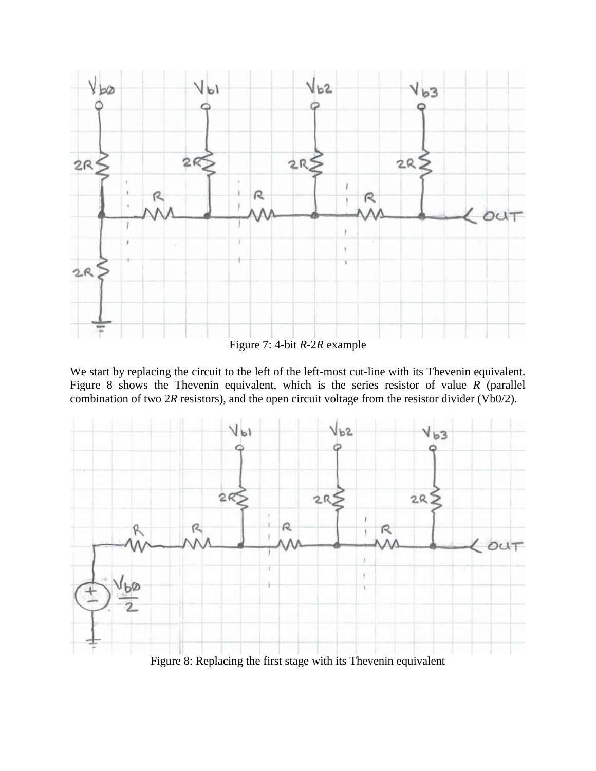Figure 7: 4-bit *R*-2*R* example

We start by replacing the circuit to the left of the left-most cut-line with its Thevenin equivalent. Figure 8 shows the Thevenin equivalent, which is the series resistor of value *R* (parallel combination of two 2*R* resistors), and the open circuit voltage from the resistor divider (Vb0/2).

Figure 8: Replacing the first stage with its Thevenin equivalent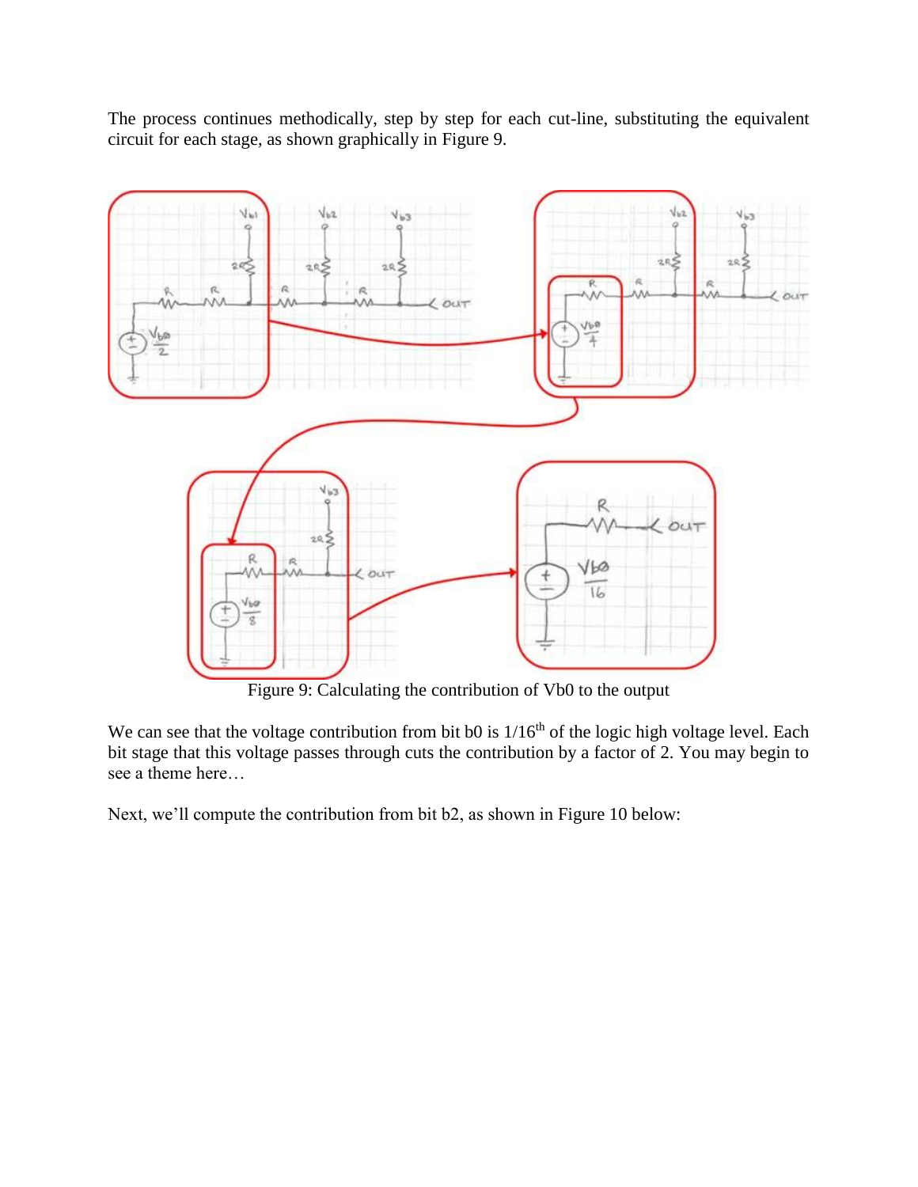The process continues methodically, step by step for each cut-line, substituting the equivalent circuit for each stage, as shown graphically in Figure 9.

Figure 9: Calculating the contribution of Vb0 to the output

We can see that the voltage contribution from bit b0 is 1/16th of the logic high voltage level. Each bit stage that this voltage passes through cuts the contribution by a factor of 2. You may begin to see a theme here…

Next, we'll compute the contribution from bit b2, as shown in Figure 10 below: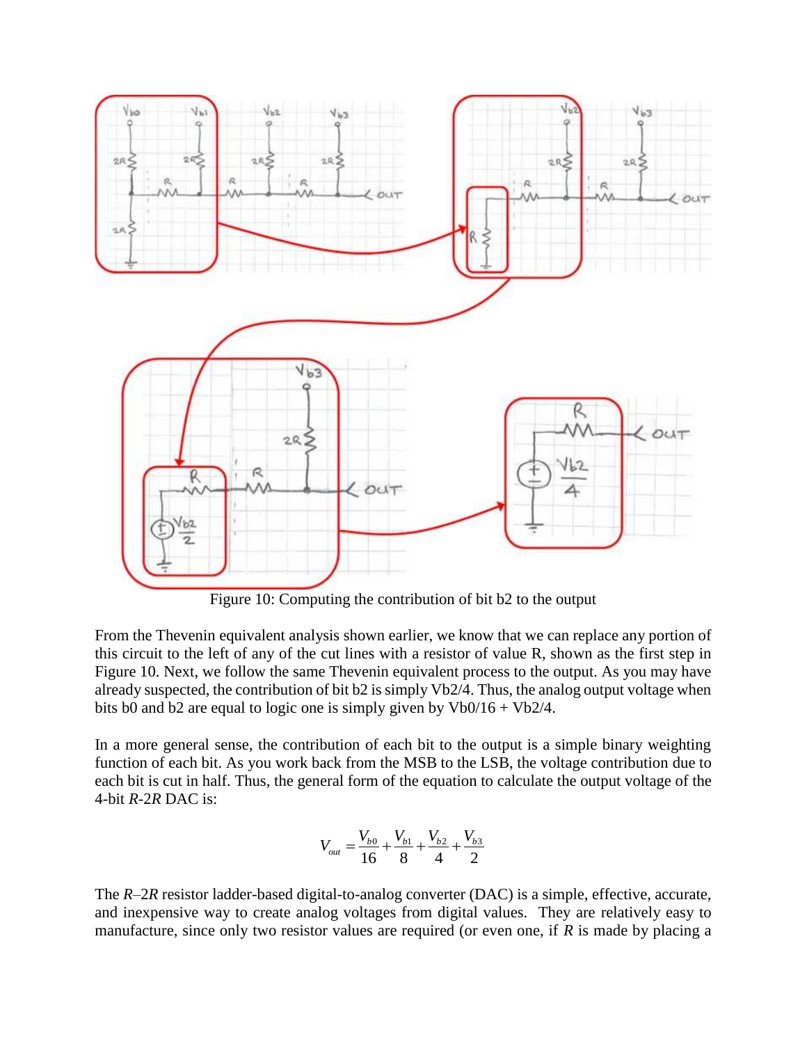Figure 10: Computing the contribution of bit b2 to the output

From the Thevenin equivalent analysis shown earlier, we know that we can replace any portion of this circuit to the left of any of the cut lines with a resistor of value R, shown as the first step in Figure 10. Next, we follow the same Thevenin equivalent process to the output. As you may have already suspected, the contribution of bit b2 is simply Vb2/4. Thus, the analog output voltage when bits b0 and b2 are equal to logic one is simply given by Vb0/16 + Vb2/4.

In a more general sense, the contribution of each bit to the output is a simple binary weighting function of each bit. As you work back from the MSB to the LSB, the voltage contribution due to each bit is cut in half. Thus, the general form of the equation to calculate the output voltage of the 4-bit *R*-2*R* DAC is:

$$V_{out} = \frac{V_{b0}}{16} + \frac{V_{b1}}{8} + \frac{V_{b2}}{4} + \frac{V_{b3}}{2}$$

The *R*–2*R* resistor ladder-based digital-to-analog converter (DAC) is a simple, effective, accurate, and inexpensive way to create analog voltages from digital values. They are relatively easy to manufacture, since only two resistor values are required (or even one, if *R* is made by placing a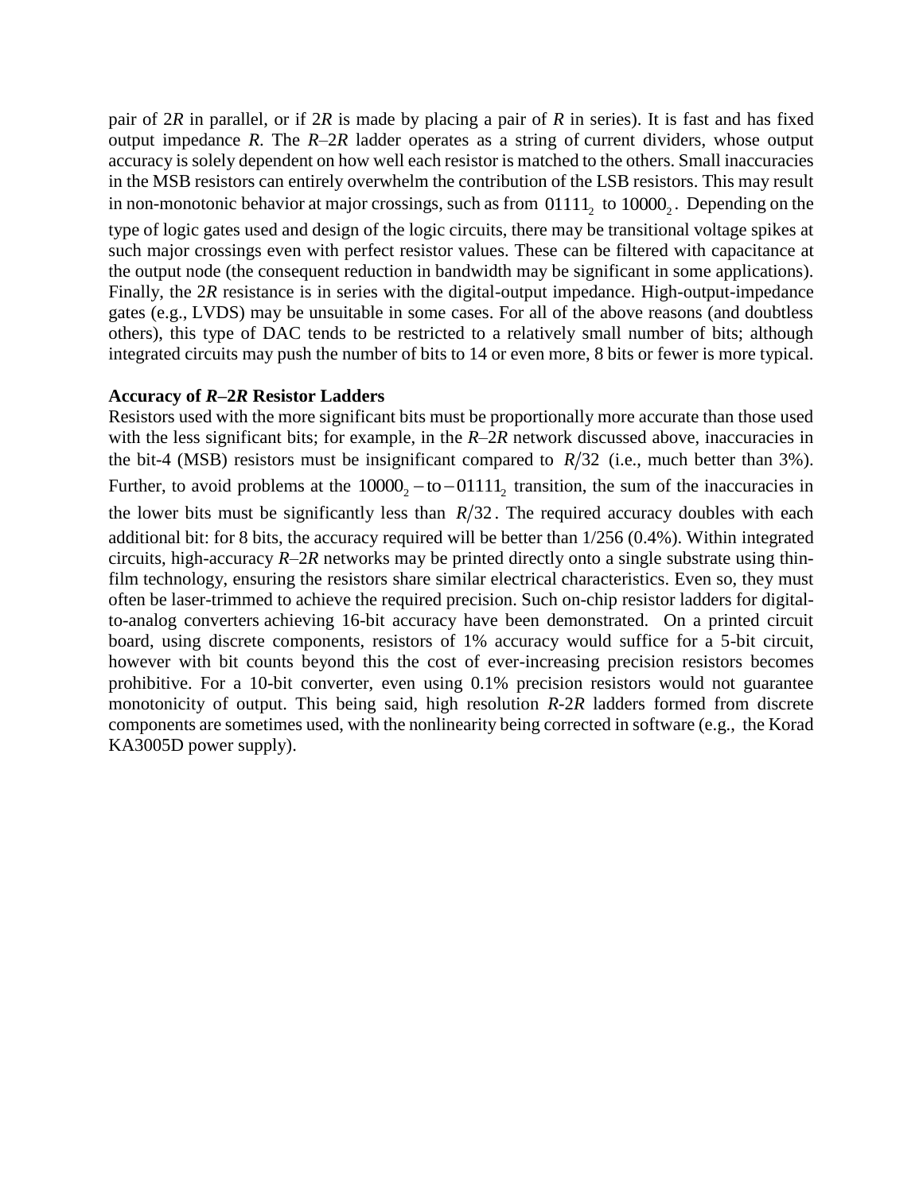pair of 2*R* in parallel, or if 2*R* is made by placing a pair of *R* in series). It is fast and has fixed output impedance *R*. The *R*–2*R* ladder operates as a string of current dividers, whose output accuracy is solely dependent on how well each resistor is matched to the others. Small inaccuracies in the MSB resistors can entirely overwhelm the contribution of the LSB resistors. This may result in non-monotonic behavior at major crossings, such as from $01111_2$ to $10000_2$. Depending on the type of logic gates used and design of the logic circuits, there may be transitional voltage spikes at such major crossings even with perfect resistor values. These can be filtered with capacitance at the output node (the consequent reduction in bandwidth may be significant in some applications). Finally, the 2*R* resistance is in series with the digital-output impedance. High-output-impedance gates (e.g., LVDS) may be unsuitable in some cases. For all of the above reasons (and doubtless others), this type of DAC tends to be restricted to a relatively small number of bits; although integrated circuits may push the number of bits to 14 or even more, 8 bits or fewer is more typical.

**Accuracy of *R*–2*R* Resistor Ladders**

Resistors used with the more significant bits must be proportionally more accurate than those used with the less significant bits; for example, in the *R*–2*R* network discussed above, inaccuracies in the bit-4 (MSB) resistors must be insignificant compared to $R/32$ (i.e., much better than 3%). Further, to avoid problems at the $10000_2 - \text{to} - 01111_2$ transition, the sum of the inaccuracies in the lower bits must be significantly less than $R/32$. The required accuracy doubles with each additional bit: for 8 bits, the accuracy required will be better than 1/256 (0.4%). Within integrated circuits, high-accuracy *R*–2*R* networks may be printed directly onto a single substrate using thin-film technology, ensuring the resistors share similar electrical characteristics. Even so, they must often be laser-trimmed to achieve the required precision. Such on-chip resistor ladders for digital-to-analog converters achieving 16-bit accuracy have been demonstrated. On a printed circuit board, using discrete components, resistors of 1% accuracy would suffice for a 5-bit circuit, however with bit counts beyond this the cost of ever-increasing precision resistors becomes prohibitive. For a 10-bit converter, even using 0.1% precision resistors would not guarantee monotonicity of output. This being said, high resolution *R*-2*R* ladders formed from discrete components are sometimes used, with the nonlinearity being corrected in software (e.g., the Korad KA3005D power supply).